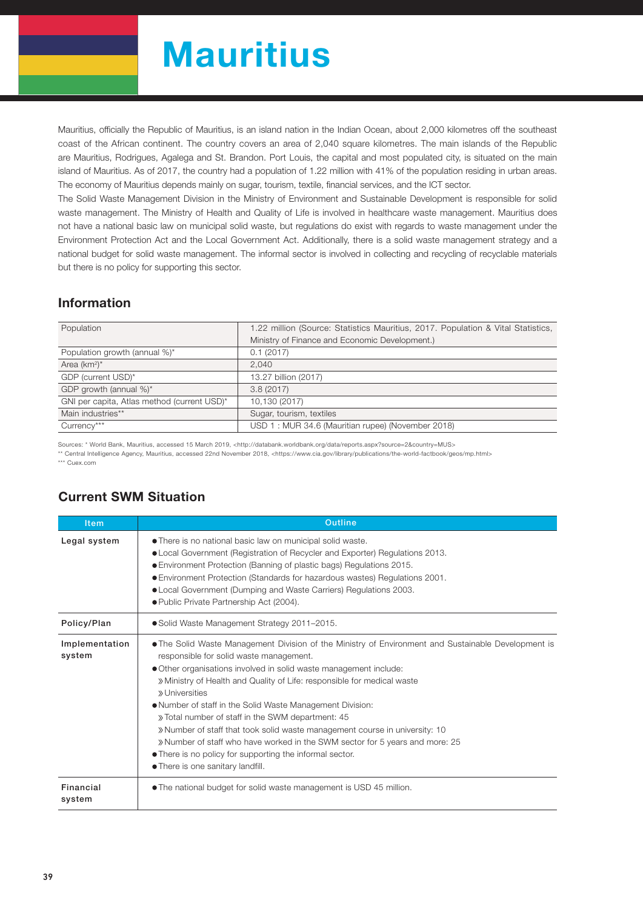# Mauritius

Mauritius, officially the Republic of Mauritius, is an island nation in the Indian Ocean, about 2,000 kilometres off the southeast coast of the African continent. The country covers an area of 2,040 square kilometres. The main islands of the Republic are Mauritius, Rodrigues, Agalega and St. Brandon. Port Louis, the capital and most populated city, is situated on the main island of Mauritius. As of 2017, the country had a population of 1.22 million with 41% of the population residing in urban areas. The economy of Mauritius depends mainly on sugar, tourism, textile, financial services, and the ICT sector.

The Solid Waste Management Division in the Ministry of Environment and Sustainable Development is responsible for solid waste management. The Ministry of Health and Quality of Life is involved in healthcare waste management. Mauritius does not have a national basic law on municipal solid waste, but regulations do exist with regards to waste management under the Environment Protection Act and the Local Government Act. Additionally, there is a solid waste management strategy and a national budget for solid waste management. The informal sector is involved in collecting and recycling of recyclable materials but there is no policy for supporting this sector.

## Information

| | |
|---|---|
| Population | 1.22 million (Source: Statistics Mauritius, 2017. Population & Vital Statistics, Ministry of Finance and Economic Development.) |
| Population growth (annual %)* | 0.1 (2017) |
| Area (km$^2$)* | 2,040 |
| GDP (current USD)* | 13.27 billion (2017) |
| GDP growth (annual %)* | 3.8 (2017) |
| GNI per capita, Atlas method (current USD)* | 10,130 (2017) |
| Main industries** | Sugar, tourism, textiles |
| Currency*** | USD 1 : MUR 34.6 (Mauritian rupee) (November 2018) |

Sources: * World Bank, Mauritius, accessed 15 March 2019, <http://databank.worldbank.org/data/reports.aspx?source=2&country=MUS>
** Central Intelligence Agency, Mauritius, accessed 22nd November 2018, <https://www.cia.gov/library/publications/the-world-factbook/geos/mp.html>
*** Cuex.com

## Current SWM Situation

| Item | Outline |
|---|---|
| **Legal system** | ● There is no national basic law on municipal solid waste.<br>● Local Government (Registration of Recycler and Exporter) Regulations 2013.<br>● Environment Protection (Banning of plastic bags) Regulations 2015.<br>● Environment Protection (Standards for hazardous wastes) Regulations 2001.<br>● Local Government (Dumping and Waste Carriers) Regulations 2003.<br>● Public Private Partnership Act (2004). |
| **Policy/Plan** | ● Solid Waste Management Strategy 2011–2015. |
| **Implementation system** | ● The Solid Waste Management Division of the Ministry of Environment and Sustainable Development is responsible for solid waste management.<br>● Other organisations involved in solid waste management include:<br>» Ministry of Health and Quality of Life: responsible for medical waste<br>» Universities<br>● Number of staff in the Solid Waste Management Division:<br>» Total number of staff in the SWM department: 45<br>» Number of staff that took solid waste management course in university: 10<br>» Number of staff who have worked in the SWM sector for 5 years and more: 25<br>● There is no policy for supporting the informal sector.<br>● There is one sanitary landfill. |
| **Financial system** | ● The national budget for solid waste management is USD 45 million. |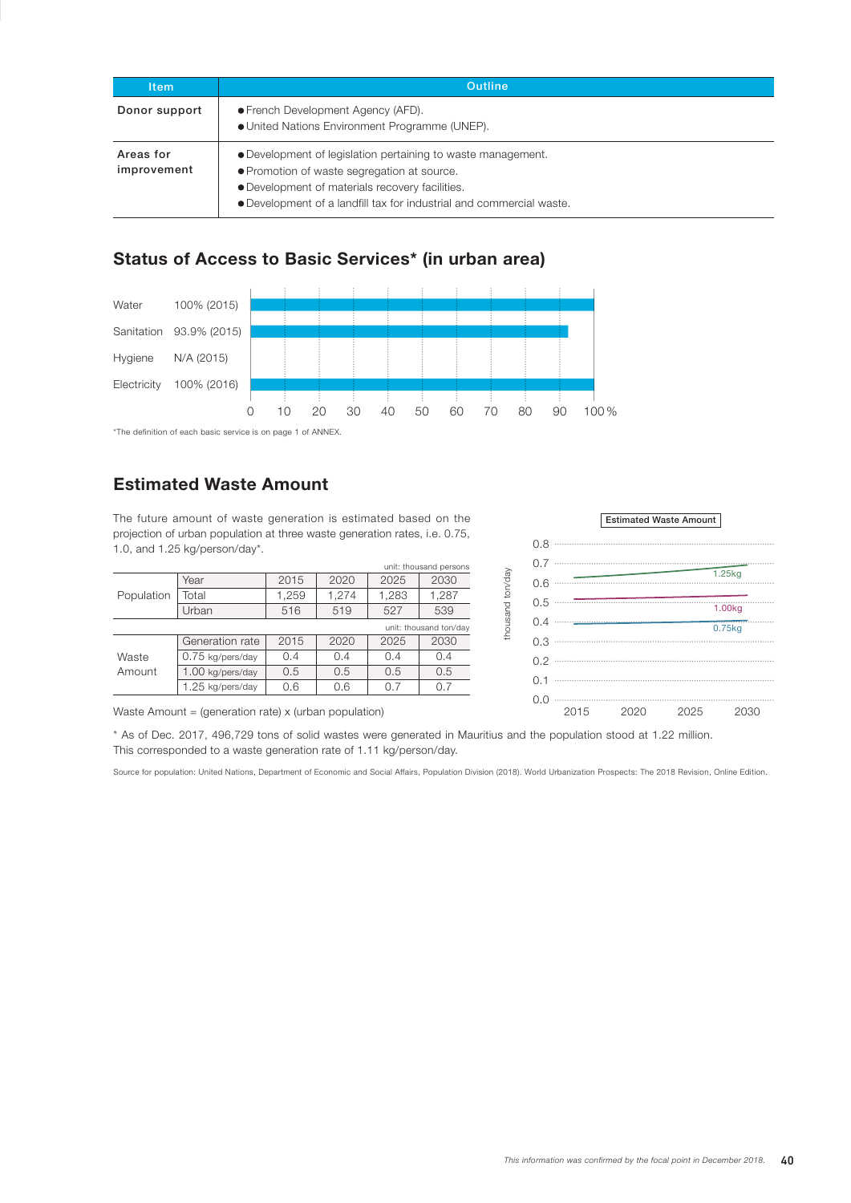| Item | Outline |
|---|---|
| Donor support | ● French Development Agency (AFD).<br>● United Nations Environment Programme (UNEP). |
| Areas for improvement | ● Development of legislation pertaining to waste management.<br>● Promotion of waste segregation at source.<br>● Development of materials recovery facilities.<br>● Development of a landfill tax for industrial and commercial waste. |

## Status of Access to Basic Services* (in urban area)

Water 100% (2015)

Sanitation 93.9% (2015)

Hygiene N/A (2015)

Electricity 100% (2016)

0 10 20 30 40 50 60 70 80 90 100 %

*The definition of each basic service is on page 1 of ANNEX.

## Estimated Waste Amount

The future amount of waste generation is estimated based on the projection of urban population at three waste generation rates, i.e. 0.75, 1.0, and 1.25 kg/person/day*.

unit: thousand persons

| | Year | 2015 | 2020 | 2025 | 2030 |
|---|---|---|---|---|---|
| Population | Total | 1,259 | 1,274 | 1,283 | 1,287 |
| | Urban | 516 | 519 | 527 | 539 |

unit: thousand ton/day

| | Generation rate | 2015 | 2020 | 2025 | 2030 |
|---|---|---|---|---|---|
| Waste Amount | 0.75 kg/pers/day | 0.4 | 0.4 | 0.4 | 0.4 |
| | 1.00 kg/pers/day | 0.5 | 0.5 | 0.5 | 0.5 |
| | 1.25 kg/pers/day | 0.6 | 0.6 | 0.7 | 0.7 |

Waste Amount = (generation rate) x (urban population)

Estimated Waste Amount

thousand ton/day

0.8
0.7
0.6
0.5
0.4
0.3
0.2
0.1
0.0

2015 2020 2025 2030

1.25kg
1.00kg
0.75kg

* As of Dec. 2017, 496,729 tons of solid wastes were generated in Mauritius and the population stood at 1.22 million. This corresponded to a waste generation rate of 1.11 kg/person/day.

Source for population: United Nations, Department of Economic and Social Affairs, Population Division (2018). World Urbanization Prospects: The 2018 Revision, Online Edition.

*This information was confirmed by the focal point in December 2018.*